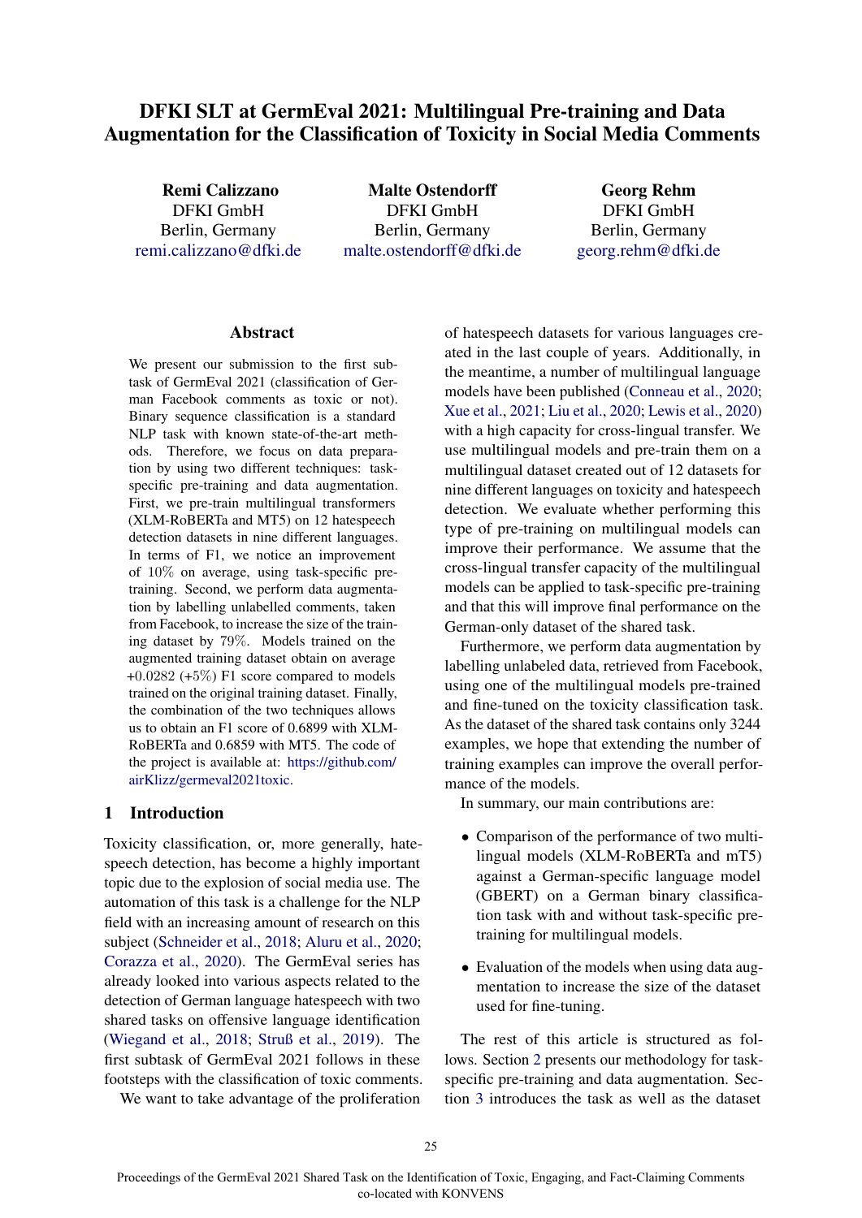# DFKI SLT at GermEval 2021: Multilingual Pre-training and Data Augmentation for the Classification of Toxicity in Social Media Comments

**Remi Calizzano**
DFKI GmbH
Berlin, Germany
remi.calizzano@dfki.de

**Malte Ostendorff**
DFKI GmbH
Berlin, Germany
malte.ostendorff@dfki.de

**Georg Rehm**
DFKI GmbH
Berlin, Germany
georg.rehm@dfki.de

## Abstract

We present our submission to the first subtask of GermEval 2021 (classification of German Facebook comments as toxic or not). Binary sequence classification is a standard NLP task with known state-of-the-art methods. Therefore, we focus on data preparation by using two different techniques: task-specific pre-training and data augmentation. First, we pre-train multilingual transformers (XLM-RoBERTa and MT5) on 12 hatespeech detection datasets in nine different languages. In terms of F1, we notice an improvement of 10% on average, using task-specific pre-training. Second, we perform data augmentation by labelling unlabelled comments, taken from Facebook, to increase the size of the training dataset by 79%. Models trained on the augmented training dataset obtain on average +0.0282 (+5%) F1 score compared to models trained on the original training dataset. Finally, the combination of the two techniques allows us to obtain an F1 score of 0.6899 with XLM-RoBERTa and 0.6859 with MT5. The code of the project is available at: https://github.com/airKlizz/germeval2021toxic.

## 1 Introduction

Toxicity classification, or, more generally, hatespeech detection, has become a highly important topic due to the explosion of social media use. The automation of this task is a challenge for the NLP field with an increasing amount of research on this subject (Schneider et al., 2018; Aluru et al., 2020; Corazza et al., 2020). The GermEval series has already looked into various aspects related to the detection of German language hatespeech with two shared tasks on offensive language identification (Wiegand et al., 2018; Struß et al., 2019). The first subtask of GermEval 2021 follows in these footsteps with the classification of toxic comments.

We want to take advantage of the proliferation of hatespeech datasets for various languages created in the last couple of years. Additionally, in the meantime, a number of multilingual language models have been published (Conneau et al., 2020; Xue et al., 2021; Liu et al., 2020; Lewis et al., 2020) with a high capacity for cross-lingual transfer. We use multilingual models and pre-train them on a multilingual dataset created out of 12 datasets for nine different languages on toxicity and hatespeech detection. We evaluate whether performing this type of pre-training on multilingual models can improve their performance. We assume that the cross-lingual transfer capacity of the multilingual models can be applied to task-specific pre-training and that this will improve final performance on the German-only dataset of the shared task.

Furthermore, we perform data augmentation by labelling unlabeled data, retrieved from Facebook, using one of the multilingual models pre-trained and fine-tuned on the toxicity classification task. As the dataset of the shared task contains only 3244 examples, we hope that extending the number of training examples can improve the overall performance of the models.

In summary, our main contributions are:

- Comparison of the performance of two multilingual models (XLM-RoBERTa and mT5) against a German-specific language model (GBERT) on a German binary classification task with and without task-specific pre-training for multilingual models.
- Evaluation of the models when using data augmentation to increase the size of the dataset used for fine-tuning.

The rest of this article is structured as follows. Section 2 presents our methodology for task-specific pre-training and data augmentation. Section 3 introduces the task as well as the dataset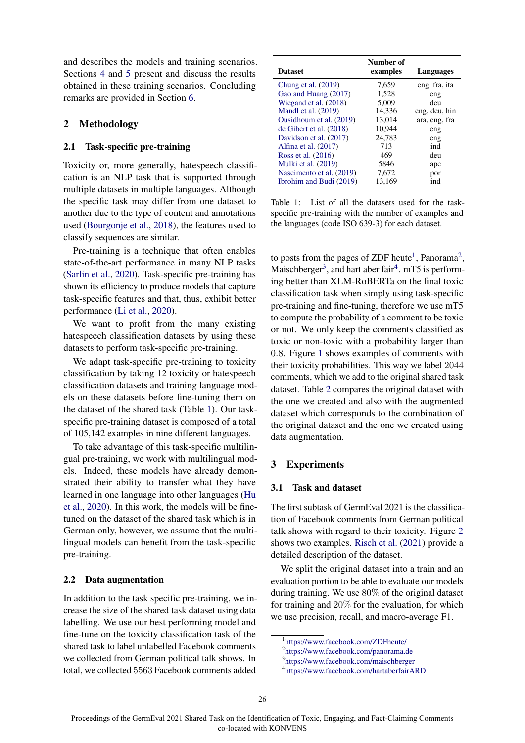and describes the models and training scenarios. Sections 4 and 5 present and discuss the results obtained in these training scenarios. Concluding remarks are provided in Section 6.

## 2 Methodology

### 2.1 Task-specific pre-training

Toxicity or, more generally, hatespeech classification is an NLP task that is supported through multiple datasets in multiple languages. Although the specific task may differ from one dataset to another due to the type of content and annotations used (Bourgonje et al., 2018), the features used to classify sequences are similar.

Pre-training is a technique that often enables state-of-the-art performance in many NLP tasks (Sarlin et al., 2020). Task-specific pre-training has shown its efficiency to produce models that capture task-specific features and that, thus, exhibit better performance (Li et al., 2020).

We want to profit from the many existing hatespeech classification datasets by using these datasets to perform task-specific pre-training.

We adapt task-specific pre-training to toxicity classification by taking 12 toxicity or hatespeech classification datasets and training language models on these datasets before fine-tuning them on the dataset of the shared task (Table 1). Our task-specific pre-training dataset is composed of a total of 105,142 examples in nine different languages.

To take advantage of this task-specific multilingual pre-training, we work with multilingual models. Indeed, these models have already demonstrated their ability to transfer what they have learned in one language into other languages (Hu et al., 2020). In this work, the models will be fine-tuned on the dataset of the shared task which is in German only, however, we assume that the multilingual models can benefit from the task-specific pre-training.

### 2.2 Data augmentation

In addition to the task specific pre-training, we increase the size of the shared task dataset using data labelling. We use our best performing model and fine-tune on the toxicity classification task of the shared task to label unlabelled Facebook comments we collected from German political talk shows. In total, we collected 5563 Facebook comments added

| Dataset | Number of examples | Languages |
|---|---|---|
| Chung et al. (2019) | 7,659 | eng, fra, ita |
| Gao and Huang (2017) | 1,528 | eng |
| Wiegand et al. (2018) | 5,009 | deu |
| Mandl et al. (2019) | 14,336 | eng, deu, hin |
| Ousidhoum et al. (2019) | 13,014 | ara, eng, fra |
| de Gibert et al. (2018) | 10,944 | eng |
| Davidson et al. (2017) | 24,783 | eng |
| Alfina et al. (2017) | 713 | ind |
| Ross et al. (2016) | 469 | deu |
| Mulki et al. (2019) | 5846 | apc |
| Nascimento et al. (2019) | 7,672 | por |
| Ibrohim and Budi (2019) | 13,169 | ind |

Table 1: List of all the datasets used for the task-specific pre-training with the number of examples and the languages (code ISO 639-3) for each dataset.

to posts from the pages of ZDF heute[1], Panorama[2], Maischberger[3], and hart aber fair[4]. mT5 is performing better than XLM-RoBERTa on the final toxic classification task when simply using task-specific pre-training and fine-tuning, therefore we use mT5 to compute the probability of a comment to be toxic or not. We only keep the comments classified as toxic or non-toxic with a probability larger than 0.8. Figure 1 shows examples of comments with their toxicity probabilities. This way we label 2044 comments, which we add to the original shared task dataset. Table 2 compares the original dataset with the one we created and also with the augmented dataset which corresponds to the combination of the original dataset and the one we created using data augmentation.

## 3 Experiments

### 3.1 Task and dataset

The first subtask of GermEval 2021 is the classification of Facebook comments from German political talk shows with regard to their toxicity. Figure 2 shows two examples. Risch et al. (2021) provide a detailed description of the dataset.

We split the original dataset into a train and an evaluation portion to be able to evaluate our models during training. We use 80% of the original dataset for training and 20% for the evaluation, for which we use precision, recall, and macro-average F1.

[1] https://www.facebook.com/ZDFheute/
[2] https://www.facebook.com/panorama.de
[3] https://www.facebook.com/maischberger
[4] https://www.facebook.com/hartaberfairARD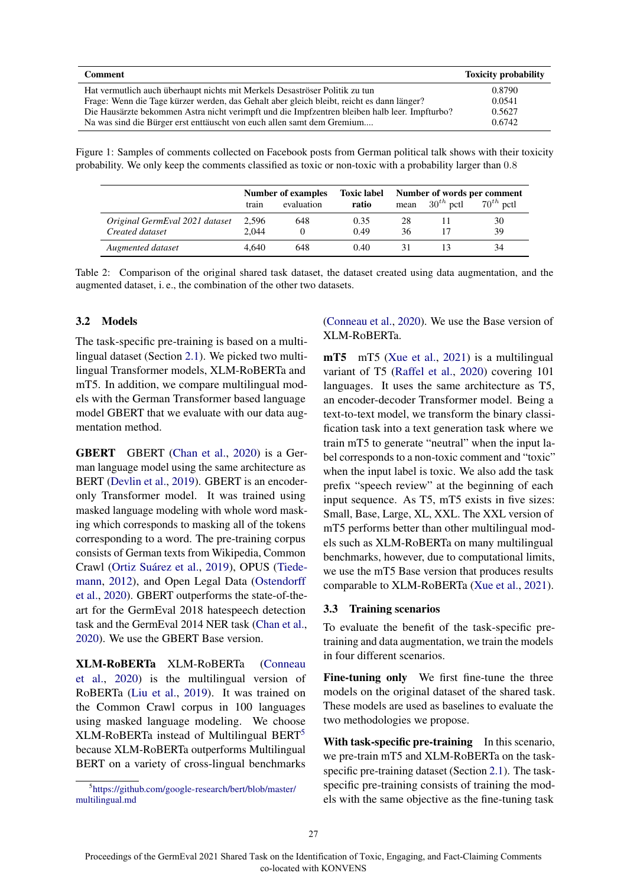| Comment | Toxicity probability |
|---|---|
| Hat vermutlich auch überhaupt nichts mit Merkels Desaströser Politik zu tun | 0.8790 |
| Frage: Wenn die Tage kürzer werden, das Gehalt aber gleich bleibt, reicht es dann länger? | 0.0541 |
| Die Hausärzte bekommen Astra nicht verimpft und die Impfzentren bleiben halb leer. Impfturbo? | 0.5627 |
| Na was sind die Bürger erst enttäuscht von euch allen samt dem Gremium.... | 0.6742 |

Figure 1: Samples of comments collected on Facebook posts from German political talk shows with their toxicity probability. We only keep the comments classified as toxic or non-toxic with a probability larger than 0.8

| | Number of examples | | Toxic label | Number of words per comment | | |
|---|---|---|---|---|---|---|
| | train | evaluation | ratio | mean | $30^{th}$ pctl | $70^{th}$ pctl |
| *Original GermEval 2021 dataset* | 2,596 | 648 | 0.35 | 28 | 11 | 30 |
| *Created dataset* | 2,044 | 0 | 0.49 | 36 | 17 | 39 |
| *Augmented dataset* | 4,640 | 648 | 0.40 | 31 | 13 | 34 |

Table 2: Comparison of the original shared task dataset, the dataset created using data augmentation, and the augmented dataset, i. e., the combination of the other two datasets.

### 3.2 Models

The task-specific pre-training is based on a multilingual dataset (Section 2.1). We picked two multilingual Transformer models, XLM-RoBERTa and mT5. In addition, we compare multilingual models with the German Transformer based language model GBERT that we evaluate with our data augmentation method.

**GBERT** GBERT (Chan et al., 2020) is a German language model using the same architecture as BERT (Devlin et al., 2019). GBERT is an encoder-only Transformer model. It was trained using masked language modeling with whole word masking which corresponds to masking all of the tokens corresponding to a word. The pre-training corpus consists of German texts from Wikipedia, Common Crawl (Ortiz Suárez et al., 2019), OPUS (Tiedemann, 2012), and Open Legal Data (Ostendorff et al., 2020). GBERT outperforms the state-of-the-art for the GermEval 2018 hatespeech detection task and the GermEval 2014 NER task (Chan et al., 2020). We use the GBERT Base version.

**XLM-RoBERTa** XLM-RoBERTa (Conneau et al., 2020) is the multilingual version of RoBERTa (Liu et al., 2019). It was trained on the Common Crawl corpus in 100 languages using masked language modeling. We choose XLM-RoBERTa instead of Multilingual BERT[5] because XLM-RoBERTa outperforms Multilingual BERT on a variety of cross-lingual benchmarks (Conneau et al., 2020). We use the Base version of XLM-RoBERTa.

**mT5** mT5 (Xue et al., 2021) is a multilingual variant of T5 (Raffel et al., 2020) covering 101 languages. It uses the same architecture as T5, an encoder-decoder Transformer model. Being a text-to-text model, we transform the binary classification task into a text generation task where we train mT5 to generate "neutral" when the input label corresponds to a non-toxic comment and "toxic" when the input label is toxic. We also add the task prefix "speech review" at the beginning of each input sequence. As T5, mT5 exists in five sizes: Small, Base, Large, XL, XXL. The XXL version of mT5 performs better than other multilingual models such as XLM-RoBERTa on many multilingual benchmarks, however, due to computational limits, we use the mT5 Base version that produces results comparable to XLM-RoBERTa (Xue et al., 2021).

### 3.3 Training scenarios

To evaluate the benefit of the task-specific pre-training and data augmentation, we train the models in four different scenarios.

**Fine-tuning only** We first fine-tune the three models on the original dataset of the shared task. These models are used as baselines to evaluate the two methodologies we propose.

**With task-specific pre-training** In this scenario, we pre-train mT5 and XLM-RoBERTa on the task-specific pre-training dataset (Section 2.1). The task-specific pre-training consists of training the models with the same objective as the fine-tuning task

[5] https://github.com/google-research/bert/blob/master/multilingual.md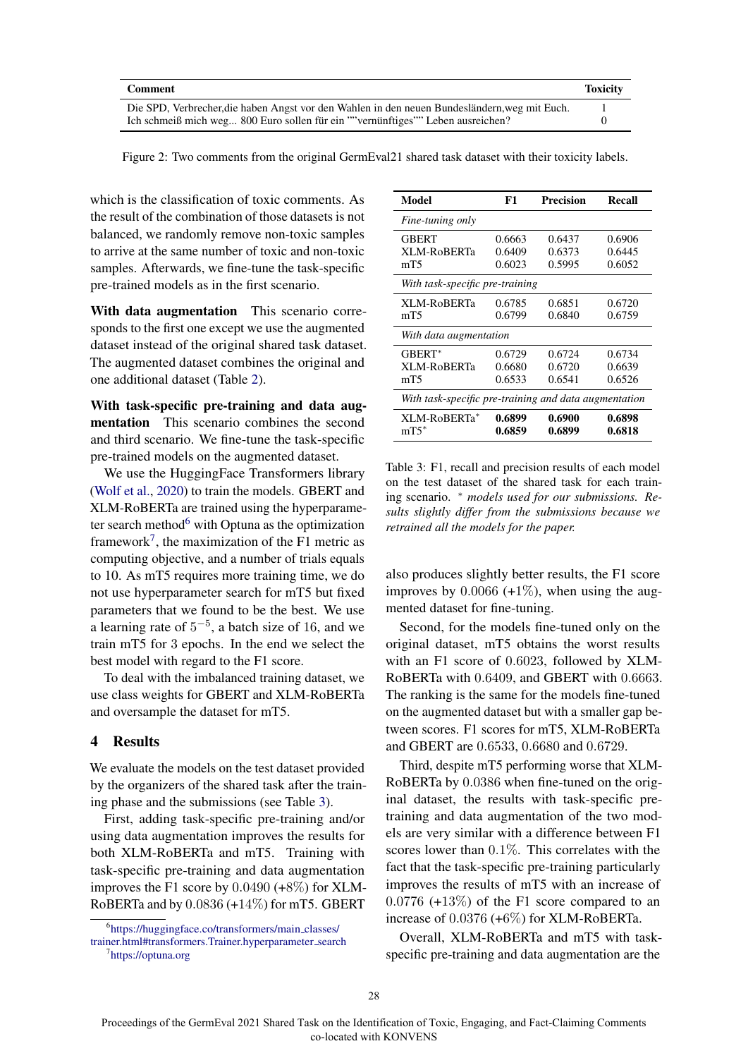| Comment | Toxicity |
|---|---|
| Die SPD, Verbrecher,die haben Angst vor den Wahlen in den neuen Bundesländern,weg mit Euch. | 1 |
| Ich schmeiß mich weg... 800 Euro sollen für ein ""vernünftiges"" Leben ausreichen? | 0 |

Figure 2: Two comments from the original GermEval21 shared task dataset with their toxicity labels.

which is the classification of toxic comments. As the result of the combination of those datasets is not balanced, we randomly remove non-toxic samples to arrive at the same number of toxic and non-toxic samples. Afterwards, we fine-tune the task-specific pre-trained models as in the first scenario.

**With data augmentation** This scenario corresponds to the first one except we use the augmented dataset instead of the original shared task dataset. The augmented dataset combines the original and one additional dataset (Table 2).

**With task-specific pre-training and data augmentation** This scenario combines the second and third scenario. We fine-tune the task-specific pre-trained models on the augmented dataset.

We use the HuggingFace Transformers library (Wolf et al., 2020) to train the models. GBERT and XLM-RoBERTa are trained using the hyperparameter search method[6] with Optuna as the optimization framework[7], the maximization of the F1 metric as computing objective, and a number of trials equals to 10. As mT5 requires more training time, we do not use hyperparameter search for mT5 but fixed parameters that we found to be the best. We use a learning rate of $5^{-5}$, a batch size of 16, and we train mT5 for 3 epochs. In the end we select the best model with regard to the F1 score.

To deal with the imbalanced training dataset, we use class weights for GBERT and XLM-RoBERTa and oversample the dataset for mT5.

## 4 Results

We evaluate the models on the test dataset provided by the organizers of the shared task after the training phase and the submissions (see Table 3).

| Model | F1 | Precision | Recall |
|---|---|---|---|
| *Fine-tuning only* | | | |
| GBERT | 0.6663 | 0.6437 | 0.6906 |
| XLM-RoBERTa | 0.6409 | 0.6373 | 0.6445 |
| mT5 | 0.6023 | 0.5995 | 0.6052 |
| *With task-specific pre-training* | | | |
| XLM-RoBERTa | 0.6785 | 0.6851 | 0.6720 |
| mT5 | 0.6799 | 0.6840 | 0.6759 |
| *With data augmentation* | | | |
| GBERT* | 0.6729 | 0.6724 | 0.6734 |
| XLM-RoBERTa | 0.6680 | 0.6720 | 0.6639 |
| mT5 | 0.6533 | 0.6541 | 0.6526 |
| *With task-specific pre-training and data augmentation* | | | |
| XLM-RoBERTa* | **0.6899** | **0.6900** | **0.6898** |
| mT5* | **0.6859** | **0.6899** | **0.6818** |

Table 3: F1, recall and precision results of each model on the test dataset of the shared task for each training scenario. * *models used for our submissions. Results slightly differ from the submissions because we retrained all the models for the paper.*

First, adding task-specific pre-training and/or using data augmentation improves the results for both XLM-RoBERTa and mT5. Training with task-specific pre-training and data augmentation improves the F1 score by $0.0490$ (+8%) for XLM-RoBERTa and by $0.0836$ (+14%) for mT5. GBERT also produces slightly better results, the F1 score improves by $0.0066$ (+1%), when using the augmented dataset for fine-tuning.

Second, for the models fine-tuned only on the original dataset, mT5 obtains the worst results with an F1 score of $0.6023$, followed by XLM-RoBERTa with $0.6409$, and GBERT with $0.6663$. The ranking is the same for the models fine-tuned on the augmented dataset but with a smaller gap between scores. F1 scores for mT5, XLM-RoBERTa and GBERT are $0.6533$, $0.6680$ and $0.6729$.

Third, despite mT5 performing worse that XLM-RoBERTa by $0.0386$ when fine-tuned on the original dataset, the results with task-specific pre-training and data augmentation of the two models are very similar with a difference between F1 scores lower than $0.1\%$. This correlates with the fact that the task-specific pre-training particularly improves the results of mT5 with an increase of $0.0776$ (+13%) of the F1 score compared to an increase of $0.0376$ (+6%) for XLM-RoBERTa.

Overall, XLM-RoBERTa and mT5 with task-specific pre-training and data augmentation are the

[6] https://huggingface.co/transformers/main_classes/trainer.html#transformers.Trainer.hyperparameter_search

[7] https://optuna.org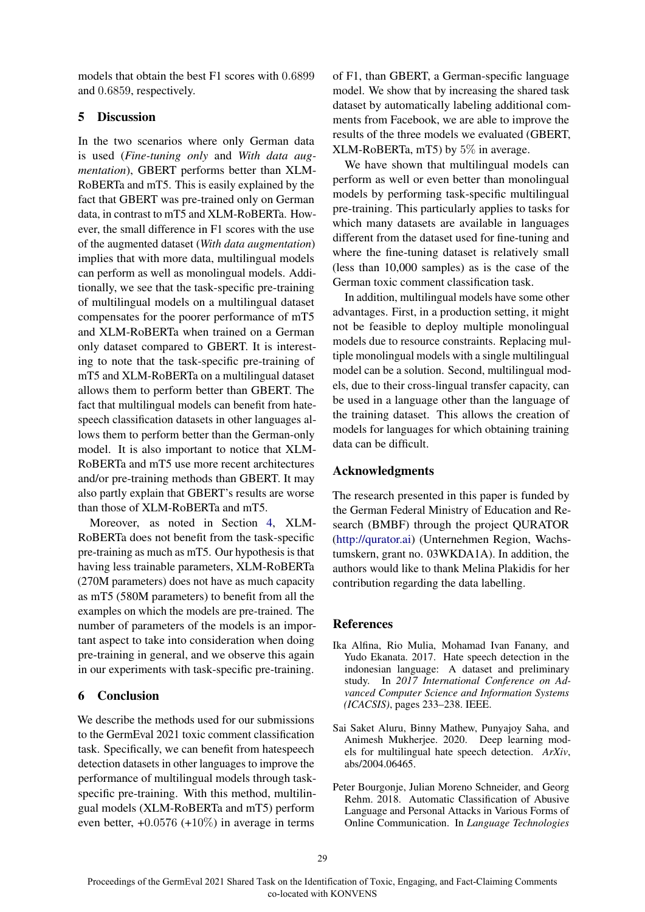models that obtain the best F1 scores with $0.6899$ and $0.6859$, respectively.

## 5 Discussion

In the two scenarios where only German data is used (*Fine-tuning only* and *With data augmentation*), GBERT performs better than XLM-RoBERTa and mT5. This is easily explained by the fact that GBERT was pre-trained only on German data, in contrast to mT5 and XLM-RoBERTa. However, the small difference in F1 scores with the use of the augmented dataset (*With data augmentation*) implies that with more data, multilingual models can perform as well as monolingual models. Additionally, we see that the task-specific pre-training of multilingual models on a multilingual dataset compensates for the poorer performance of mT5 and XLM-RoBERTa when trained on a German only dataset compared to GBERT. It is interesting to note that the task-specific pre-training of mT5 and XLM-RoBERTa on a multilingual dataset allows them to perform better than GBERT. The fact that multilingual models can benefit from hate-speech classification datasets in other languages allows them to perform better than the German-only model. It is also important to notice that XLM-RoBERTa and mT5 use more recent architectures and/or pre-training methods than GBERT. It may also partly explain that GBERT's results are worse than those of XLM-RoBERTa and mT5.

Moreover, as noted in Section 4, XLM-RoBERTa does not benefit from the task-specific pre-training as much as mT5. Our hypothesis is that having less trainable parameters, XLM-RoBERTa (270M parameters) does not have as much capacity as mT5 (580M parameters) to benefit from all the examples on which the models are pre-trained. The number of parameters of the models is an important aspect to take into consideration when doing pre-training in general, and we observe this again in our experiments with task-specific pre-training.

## 6 Conclusion

We describe the methods used for our submissions to the GermEval 2021 toxic comment classification task. Specifically, we can benefit from hatespeech detection datasets in other languages to improve the performance of multilingual models through task-specific pre-training. With this method, multilingual models (XLM-RoBERTa and mT5) perform even better, $+0.0576$ ($+10\%$) in average in terms of F1, than GBERT, a German-specific language model. We show that by increasing the shared task dataset by automatically labeling additional comments from Facebook, we are able to improve the results of the three models we evaluated (GBERT, XLM-RoBERTa, mT5) by $5\%$ in average.

We have shown that multilingual models can perform as well or even better than monolingual models by performing task-specific multilingual pre-training. This particularly applies to tasks for which many datasets are available in languages different from the dataset used for fine-tuning and where the fine-tuning dataset is relatively small (less than 10,000 samples) as is the case of the German toxic comment classification task.

In addition, multilingual models have some other advantages. First, in a production setting, it might not be feasible to deploy multiple monolingual models due to resource constraints. Replacing multiple monolingual models with a single multilingual model can be a solution. Second, multilingual models, due to their cross-lingual transfer capacity, can be used in a language other than the language of the training dataset. This allows the creation of models for languages for which obtaining training data can be difficult.

## Acknowledgments

The research presented in this paper is funded by the German Federal Ministry of Education and Research (BMBF) through the project QURATOR (http://qurator.ai) (Unternehmen Region, Wachstumskern, grant no. 03WKDA1A). In addition, the authors would like to thank Melina Plakidis for her contribution regarding the data labelling.

## References

Ika Alfina, Rio Mulia, Mohamad Ivan Fanany, and Yudo Ekanata. 2017. Hate speech detection in the indonesian language: A dataset and preliminary study. In *2017 International Conference on Advanced Computer Science and Information Systems (ICACSIS)*, pages 233–238. IEEE.

Sai Saket Aluru, Binny Mathew, Punyajoy Saha, and Animesh Mukherjee. 2020. Deep learning models for multilingual hate speech detection. *ArXiv*, abs/2004.06465.

Peter Bourgonje, Julian Moreno Schneider, and Georg Rehm. 2018. Automatic Classification of Abusive Language and Personal Attacks in Various Forms of Online Communication. In *Language Technologies*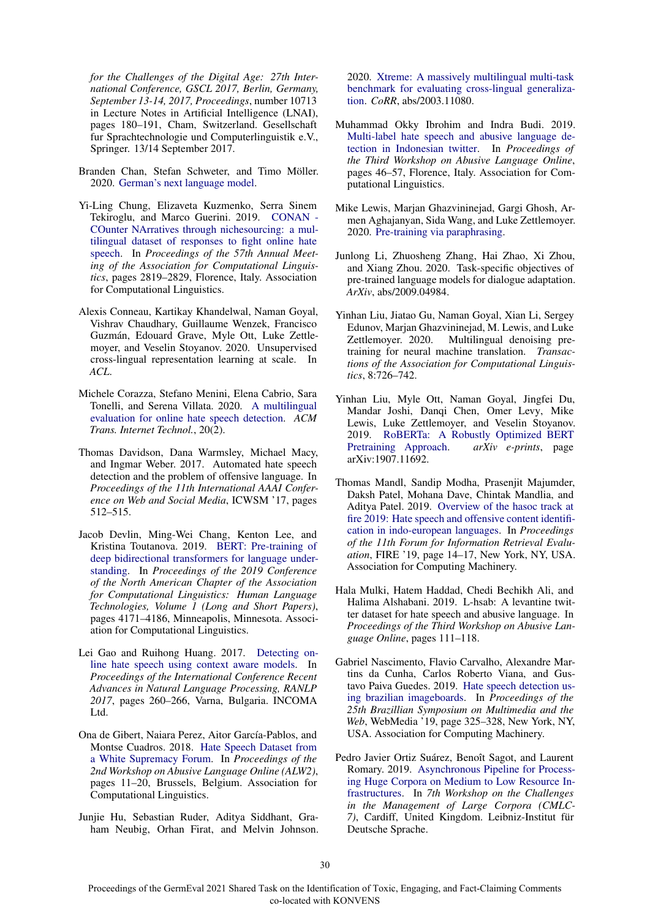*for the Challenges of the Digital Age: 27th International Conference, GSCL 2017, Berlin, Germany, September 13-14, 2017, Proceedings*, number 10713 in Lecture Notes in Artificial Intelligence (LNAI), pages 180–191, Cham, Switzerland. Gesellschaft fur Sprachtechnologie und Computerlinguistik e.V., Springer. 13/14 September 2017.

Branden Chan, Stefan Schweter, and Timo Möller. 2020. German's next language model.

Yi-Ling Chung, Elizaveta Kuzmenko, Serra Sinem Tekiroglu, and Marco Guerini. 2019. CONAN - COunter NArratives through nichesourcing: a multilingual dataset of responses to fight online hate speech. In *Proceedings of the 57th Annual Meeting of the Association for Computational Linguistics*, pages 2819–2829, Florence, Italy. Association for Computational Linguistics.

Alexis Conneau, Kartikay Khandelwal, Naman Goyal, Vishrav Chaudhary, Guillaume Wenzek, Francisco Guzmán, Edouard Grave, Myle Ott, Luke Zettlemoyer, and Veselin Stoyanov. 2020. Unsupervised cross-lingual representation learning at scale. In *ACL*.

Michele Corazza, Stefano Menini, Elena Cabrio, Sara Tonelli, and Serena Villata. 2020. A multilingual evaluation for online hate speech detection. *ACM Trans. Internet Technol.*, 20(2).

Thomas Davidson, Dana Warmsley, Michael Macy, and Ingmar Weber. 2017. Automated hate speech detection and the problem of offensive language. In *Proceedings of the 11th International AAAI Conference on Web and Social Media*, ICWSM '17, pages 512–515.

Jacob Devlin, Ming-Wei Chang, Kenton Lee, and Kristina Toutanova. 2019. BERT: Pre-training of deep bidirectional transformers for language understanding. In *Proceedings of the 2019 Conference of the North American Chapter of the Association for Computational Linguistics: Human Language Technologies, Volume 1 (Long and Short Papers)*, pages 4171–4186, Minneapolis, Minnesota. Association for Computational Linguistics.

Lei Gao and Ruihong Huang. 2017. Detecting online hate speech using context aware models. In *Proceedings of the International Conference Recent Advances in Natural Language Processing, RANLP 2017*, pages 260–266, Varna, Bulgaria. INCOMA Ltd.

Ona de Gibert, Naiara Perez, Aitor García-Pablos, and Montse Cuadros. 2018. Hate Speech Dataset from a White Supremacy Forum. In *Proceedings of the 2nd Workshop on Abusive Language Online (ALW2)*, pages 11–20, Brussels, Belgium. Association for Computational Linguistics.

Junjie Hu, Sebastian Ruder, Aditya Siddhant, Graham Neubig, Orhan Firat, and Melvin Johnson. 2020. Xtreme: A massively multilingual multi-task benchmark for evaluating cross-lingual generalization. *CoRR*, abs/2003.11080.

Muhammad Okky Ibrohim and Indra Budi. 2019. Multi-label hate speech and abusive language detection in Indonesian twitter. In *Proceedings of the Third Workshop on Abusive Language Online*, pages 46–57, Florence, Italy. Association for Computational Linguistics.

Mike Lewis, Marjan Ghazvininejad, Gargi Ghosh, Armen Aghajanyan, Sida Wang, and Luke Zettlemoyer. 2020. Pre-training via paraphrasing.

Junlong Li, Zhuosheng Zhang, Hai Zhao, Xi Zhou, and Xiang Zhou. 2020. Task-specific objectives of pre-trained language models for dialogue adaptation. *ArXiv*, abs/2009.04984.

Yinhan Liu, Jiatao Gu, Naman Goyal, Xian Li, Sergey Edunov, Marjan Ghazvininejad, M. Lewis, and Luke Zettlemoyer. 2020. Multilingual denoising pre-training for neural machine translation. *Transactions of the Association for Computational Linguistics*, 8:726–742.

Yinhan Liu, Myle Ott, Naman Goyal, Jingfei Du, Mandar Joshi, Danqi Chen, Omer Levy, Mike Lewis, Luke Zettlemoyer, and Veselin Stoyanov. 2019. RoBERTa: A Robustly Optimized BERT Pretraining Approach. *arXiv e-prints*, page arXiv:1907.11692.

Thomas Mandl, Sandip Modha, Prasenjit Majumder, Daksh Patel, Mohana Dave, Chintak Mandlia, and Aditya Patel. 2019. Overview of the hasoc track at fire 2019: Hate speech and offensive content identification in indo-european languages. In *Proceedings of the 11th Forum for Information Retrieval Evaluation*, FIRE '19, page 14–17, New York, NY, USA. Association for Computing Machinery.

Hala Mulki, Hatem Haddad, Chedi Bechikh Ali, and Halima Alshabani. 2019. L-hsab: A levantine twitter dataset for hate speech and abusive language. In *Proceedings of the Third Workshop on Abusive Language Online*, pages 111–118.

Gabriel Nascimento, Flavio Carvalho, Alexandre Martins da Cunha, Carlos Roberto Viana, and Gustavo Paiva Guedes. 2019. Hate speech detection using brazilian imageboards. In *Proceedings of the 25th Brazillian Symposium on Multimedia and the Web*, WebMedia '19, page 325–328, New York, NY, USA. Association for Computing Machinery.

Pedro Javier Ortiz Suárez, Benoît Sagot, and Laurent Romary. 2019. Asynchronous Pipeline for Processing Huge Corpora on Medium to Low Resource Infrastructures. In *7th Workshop on the Challenges in the Management of Large Corpora (CMLC-7)*, Cardiff, United Kingdom. Leibniz-Institut für Deutsche Sprache.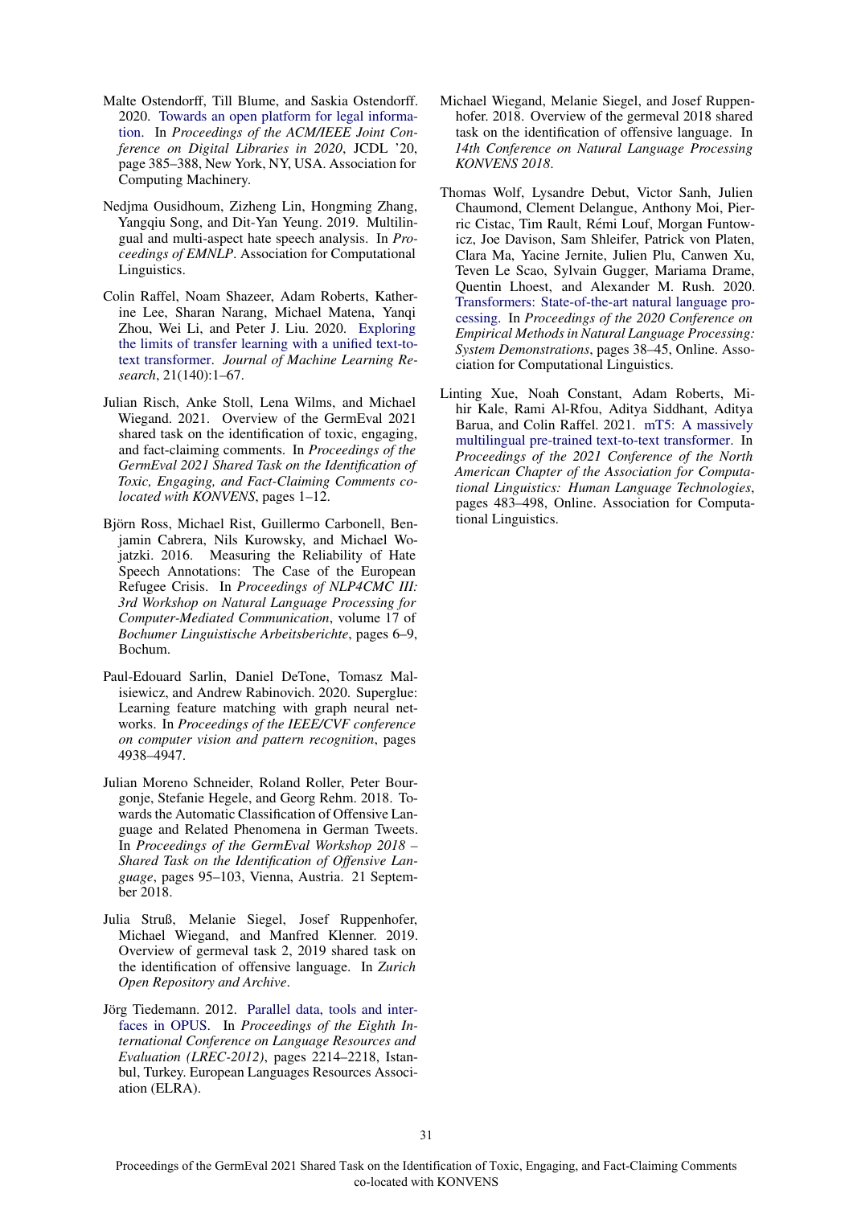Malte Ostendorff, Till Blume, and Saskia Ostendorff. 2020. Towards an open platform for legal information. In *Proceedings of the ACM/IEEE Joint Conference on Digital Libraries in 2020*, JCDL '20, page 385–388, New York, NY, USA. Association for Computing Machinery.

Nedjma Ousidhoum, Zizheng Lin, Hongming Zhang, Yangqiu Song, and Dit-Yan Yeung. 2019. Multilingual and multi-aspect hate speech analysis. In *Proceedings of EMNLP*. Association for Computational Linguistics.

Colin Raffel, Noam Shazeer, Adam Roberts, Katherine Lee, Sharan Narang, Michael Matena, Yanqi Zhou, Wei Li, and Peter J. Liu. 2020. Exploring the limits of transfer learning with a unified text-to-text transformer. *Journal of Machine Learning Research*, 21(140):1–67.

Julian Risch, Anke Stoll, Lena Wilms, and Michael Wiegand. 2021. Overview of the GermEval 2021 shared task on the identification of toxic, engaging, and fact-claiming comments. In *Proceedings of the GermEval 2021 Shared Task on the Identification of Toxic, Engaging, and Fact-Claiming Comments co-located with KONVENS*, pages 1–12.

Björn Ross, Michael Rist, Guillermo Carbonell, Benjamin Cabrera, Nils Kurowsky, and Michael Wojatzki. 2016. Measuring the Reliability of Hate Speech Annotations: The Case of the European Refugee Crisis. In *Proceedings of NLP4CMC III: 3rd Workshop on Natural Language Processing for Computer-Mediated Communication*, volume 17 of *Bochumer Linguistische Arbeitsberichte*, pages 6–9, Bochum.

Paul-Edouard Sarlin, Daniel DeTone, Tomasz Malisiewicz, and Andrew Rabinovich. 2020. Superglue: Learning feature matching with graph neural networks. In *Proceedings of the IEEE/CVF conference on computer vision and pattern recognition*, pages 4938–4947.

Julian Moreno Schneider, Roland Roller, Peter Bourgonje, Stefanie Hegele, and Georg Rehm. 2018. Towards the Automatic Classification of Offensive Language and Related Phenomena in German Tweets. In *Proceedings of the GermEval Workshop 2018 – Shared Task on the Identification of Offensive Language*, pages 95–103, Vienna, Austria. 21 September 2018.

Julia Struß, Melanie Siegel, Josef Ruppenhofer, Michael Wiegand, and Manfred Klenner. 2019. Overview of germeval task 2, 2019 shared task on the identification of offensive language. In *Zurich Open Repository and Archive*.

Jörg Tiedemann. 2012. Parallel data, tools and interfaces in OPUS. In *Proceedings of the Eighth International Conference on Language Resources and Evaluation (LREC-2012)*, pages 2214–2218, Istanbul, Turkey. European Languages Resources Association (ELRA).

Michael Wiegand, Melanie Siegel, and Josef Ruppenhofer. 2018. Overview of the germeval 2018 shared task on the identification of offensive language. In *14th Conference on Natural Language Processing KONVENS 2018*.

Thomas Wolf, Lysandre Debut, Victor Sanh, Julien Chaumond, Clement Delangue, Anthony Moi, Pierric Cistac, Tim Rault, Rémi Louf, Morgan Funtowicz, Joe Davison, Sam Shleifer, Patrick von Platen, Clara Ma, Yacine Jernite, Julien Plu, Canwen Xu, Teven Le Scao, Sylvain Gugger, Mariama Drame, Quentin Lhoest, and Alexander M. Rush. 2020. Transformers: State-of-the-art natural language processing. In *Proceedings of the 2020 Conference on Empirical Methods in Natural Language Processing: System Demonstrations*, pages 38–45, Online. Association for Computational Linguistics.

Linting Xue, Noah Constant, Adam Roberts, Mihir Kale, Rami Al-Rfou, Aditya Siddhant, Aditya Barua, and Colin Raffel. 2021. mT5: A massively multilingual pre-trained text-to-text transformer. In *Proceedings of the 2021 Conference of the North American Chapter of the Association for Computational Linguistics: Human Language Technologies*, pages 483–498, Online. Association for Computational Linguistics.